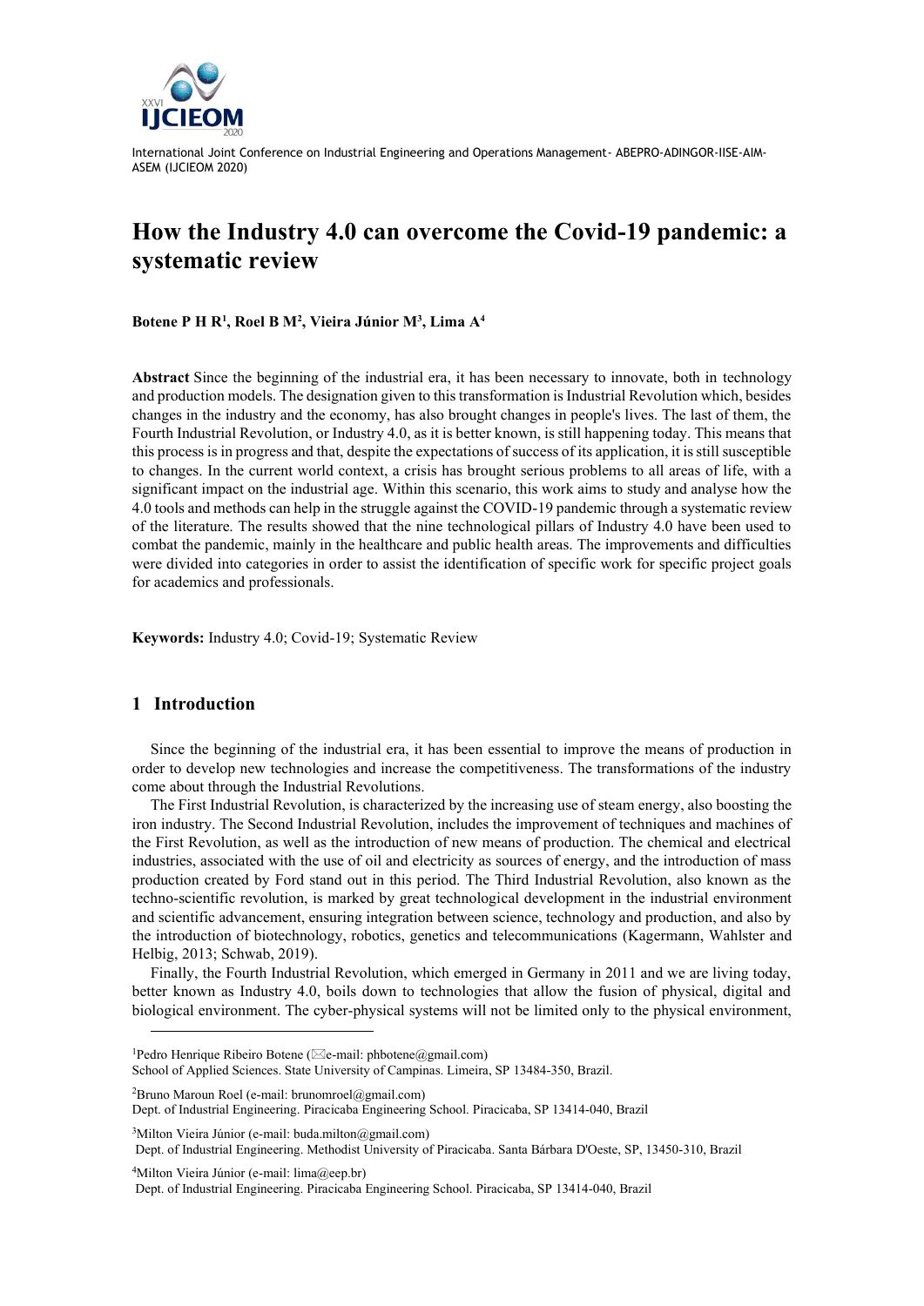International Joint Conference on Industrial Engineering and Operations Management- ABEPRO-ADINGOR-IISE-AIM-ASEM (IJCIEOM 2020)

# How the Industry 4.0 can overcome the Covid-19 pandemic: a systematic review

**Botene P H R[1], Roel B M[2], Vieira Júnior M[3], Lima A[4]**

**Abstract** Since the beginning of the industrial era, it has been necessary to innovate, both in technology and production models. The designation given to this transformation is Industrial Revolution which, besides changes in the industry and the economy, has also brought changes in people's lives. The last of them, the Fourth Industrial Revolution, or Industry 4.0, as it is better known, is still happening today. This means that this process is in progress and that, despite the expectations of success of its application, it is still susceptible to changes. In the current world context, a crisis has brought serious problems to all areas of life, with a significant impact on the industrial age. Within this scenario, this work aims to study and analyse how the 4.0 tools and methods can help in the struggle against the COVID-19 pandemic through a systematic review of the literature. The results showed that the nine technological pillars of Industry 4.0 have been used to combat the pandemic, mainly in the healthcare and public health areas. The improvements and difficulties were divided into categories in order to assist the identification of specific work for specific project goals for academics and professionals.

**Keywords:** Industry 4.0; Covid-19; Systematic Review

## 1 Introduction

Since the beginning of the industrial era, it has been essential to improve the means of production in order to develop new technologies and increase the competitiveness. The transformations of the industry come about through the Industrial Revolutions.

The First Industrial Revolution, is characterized by the increasing use of steam energy, also boosting the iron industry. The Second Industrial Revolution, includes the improvement of techniques and machines of the First Revolution, as well as the introduction of new means of production. The chemical and electrical industries, associated with the use of oil and electricity as sources of energy, and the introduction of mass production created by Ford stand out in this period. The Third Industrial Revolution, also known as the techno-scientific revolution, is marked by great technological development in the industrial environment and scientific advancement, ensuring integration between science, technology and production, and also by the introduction of biotechnology, robotics, genetics and telecommunications (Kagermann, Wahlster and Helbig, 2013; Schwab, 2019).

Finally, the Fourth Industrial Revolution, which emerged in Germany in 2011 and we are living today, better known as Industry 4.0, boils down to technologies that allow the fusion of physical, digital and biological environment. The cyber-physical systems will not be limited only to the physical environment,

---

[1]Pedro Henrique Ribeiro Botene (✉e-mail: phbotene@gmail.com)
School of Applied Sciences. State University of Campinas. Limeira, SP 13484-350, Brazil.

[2]Bruno Maroun Roel (e-mail: brunomroel@gmail.com)
Dept. of Industrial Engineering. Piracicaba Engineering School. Piracicaba, SP 13414-040, Brazil

[3]Milton Vieira Júnior (e-mail: buda.milton@gmail.com)
Dept. of Industrial Engineering. Methodist University of Piracicaba. Santa Bárbara D'Oeste, SP, 13450-310, Brazil

[4]Milton Vieira Júnior (e-mail: lima@eep.br)
Dept. of Industrial Engineering. Piracicaba Engineering School. Piracicaba, SP 13414-040, Brazil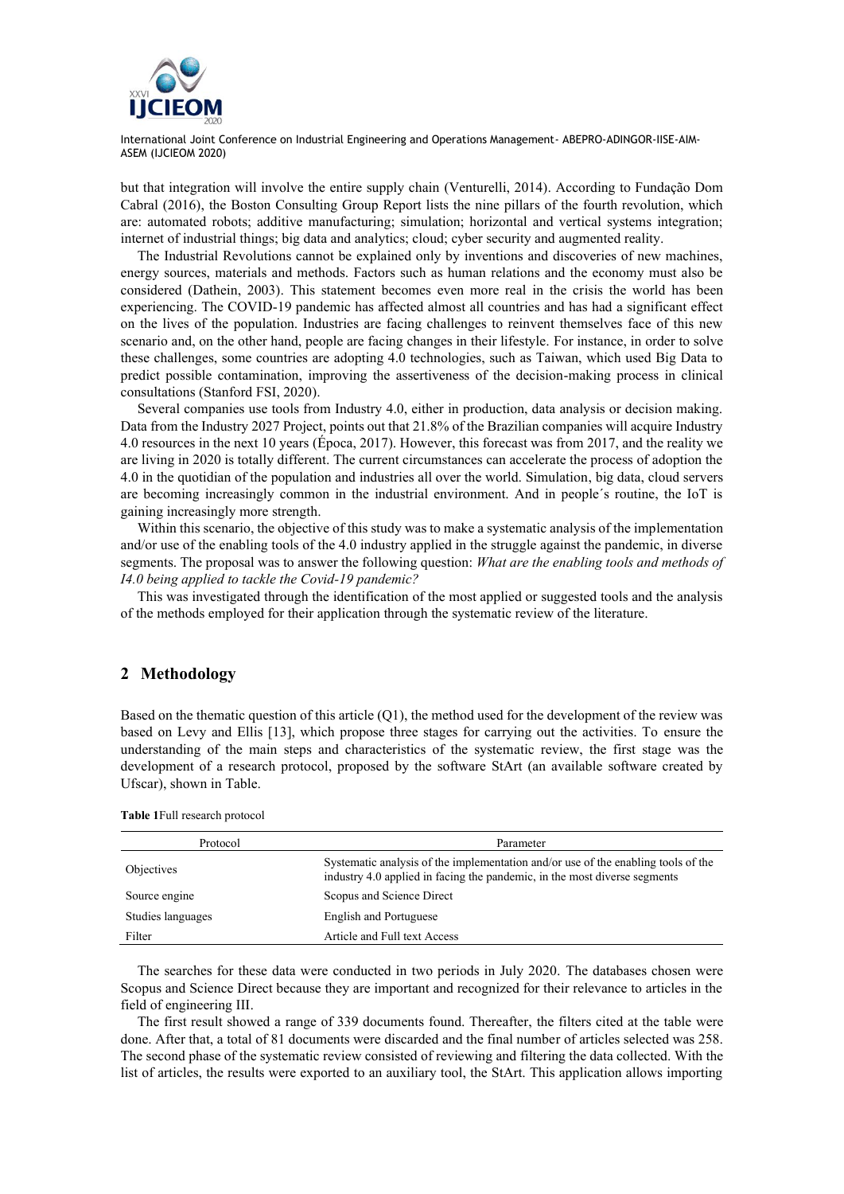but that integration will involve the entire supply chain (Venturelli, 2014). According to Fundação Dom Cabral (2016), the Boston Consulting Group Report lists the nine pillars of the fourth revolution, which are: automated robots; additive manufacturing; simulation; horizontal and vertical systems integration; internet of industrial things; big data and analytics; cloud; cyber security and augmented reality.

The Industrial Revolutions cannot be explained only by inventions and discoveries of new machines, energy sources, materials and methods. Factors such as human relations and the economy must also be considered (Dathein, 2003). This statement becomes even more real in the crisis the world has been experiencing. The COVID-19 pandemic has affected almost all countries and has had a significant effect on the lives of the population. Industries are facing challenges to reinvent themselves face of this new scenario and, on the other hand, people are facing changes in their lifestyle. For instance, in order to solve these challenges, some countries are adopting 4.0 technologies, such as Taiwan, which used Big Data to predict possible contamination, improving the assertiveness of the decision-making process in clinical consultations (Stanford FSI, 2020).

Several companies use tools from Industry 4.0, either in production, data analysis or decision making. Data from the Industry 2027 Project, points out that 21.8% of the Brazilian companies will acquire Industry 4.0 resources in the next 10 years (Época, 2017). However, this forecast was from 2017, and the reality we are living in 2020 is totally different. The current circumstances can accelerate the process of adoption the 4.0 in the quotidian of the population and industries all over the world. Simulation, big data, cloud servers are becoming increasingly common in the industrial environment. And in people´s routine, the IoT is gaining increasingly more strength.

Within this scenario, the objective of this study was to make a systematic analysis of the implementation and/or use of the enabling tools of the 4.0 industry applied in the struggle against the pandemic, in diverse segments. The proposal was to answer the following question: *What are the enabling tools and methods of I4.0 being applied to tackle the Covid-19 pandemic?*

This was investigated through the identification of the most applied or suggested tools and the analysis of the methods employed for their application through the systematic review of the literature.

## 2 Methodology

Based on the thematic question of this article (Q1), the method used for the development of the review was based on Levy and Ellis [13], which propose three stages for carrying out the activities. To ensure the understanding of the main steps and characteristics of the systematic review, the first stage was the development of a research protocol, proposed by the software StArt (an available software created by Ufscar), shown in Table.

**Table 1**Full research protocol

| Protocol | Parameter |
|---|---|
| Objectives | Systematic analysis of the implementation and/or use of the enabling tools of the industry 4.0 applied in facing the pandemic, in the most diverse segments |
| Source engine | Scopus and Science Direct |
| Studies languages | English and Portuguese |
| Filter | Article and Full text Access |

The searches for these data were conducted in two periods in July 2020. The databases chosen were Scopus and Science Direct because they are important and recognized for their relevance to articles in the field of engineering III.

The first result showed a range of 339 documents found. Thereafter, the filters cited at the table were done. After that, a total of 81 documents were discarded and the final number of articles selected was 258. The second phase of the systematic review consisted of reviewing and filtering the data collected. With the list of articles, the results were exported to an auxiliary tool, the StArt. This application allows importing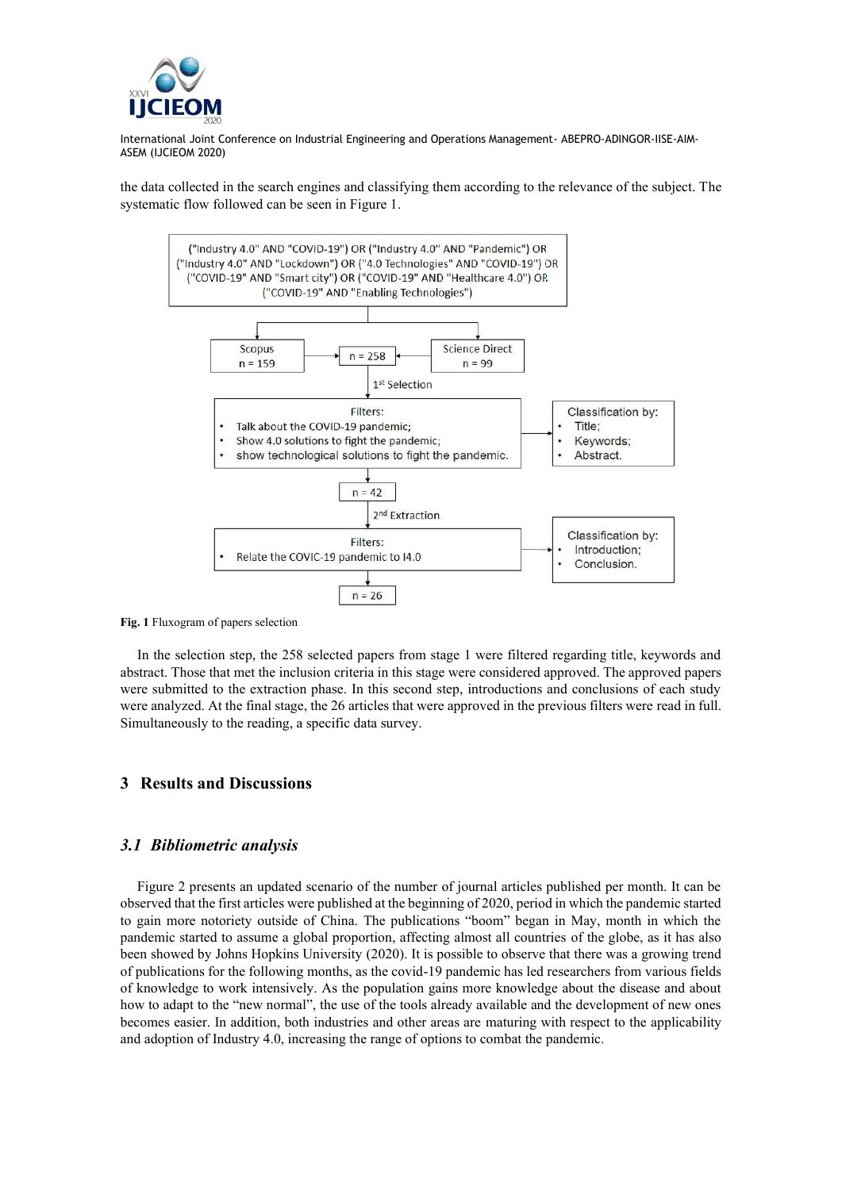the data collected in the search engines and classifying them according to the relevance of the subject. The systematic flow followed can be seen in Figure 1.

("Industry 4.0" AND "COVID-19") OR ("Industry 4.0" AND "Pandemic") OR ("Industry 4.0" AND "Lockdown") OR ("4.0 Technologies" AND "COVID-19") OR ("COVID-19" AND "Smart city") OR ("COVID-19" AND "Healthcare 4.0") OR ("COVID-19" AND "Enabling Technologies")

Scopus n = 159 → n = 258 ← Science Direct n = 99

1st Selection

Filters:
- Talk about the COVID-19 pandemic;
- Show 4.0 solutions to fight the pandemic;
- show technological solutions to fight the pandemic.

Classification by:
- Title;
- Keywords;
- Abstract.

n = 42

2nd Extraction

Filters:
- Relate the COVIC-19 pandemic to I4.0

Classification by:
- Introduction;
- Conclusion.

n = 26

**Fig. 1** Fluxogram of papers selection

In the selection step, the 258 selected papers from stage 1 were filtered regarding title, keywords and abstract. Those that met the inclusion criteria in this stage were considered approved. The approved papers were submitted to the extraction phase. In this second step, introductions and conclusions of each study were analyzed. At the final stage, the 26 articles that were approved in the previous filters were read in full. Simultaneously to the reading, a specific data survey.

## 3 Results and Discussions

### *3.1 Bibliometric analysis*

Figure 2 presents an updated scenario of the number of journal articles published per month. It can be observed that the first articles were published at the beginning of 2020, period in which the pandemic started to gain more notoriety outside of China. The publications "boom" began in May, month in which the pandemic started to assume a global proportion, affecting almost all countries of the globe, as it has also been showed by Johns Hopkins University (2020). It is possible to observe that there was a growing trend of publications for the following months, as the covid-19 pandemic has led researchers from various fields of knowledge to work intensively. As the population gains more knowledge about the disease and about how to adapt to the "new normal", the use of the tools already available and the development of new ones becomes easier. In addition, both industries and other areas are maturing with respect to the applicability and adoption of Industry 4.0, increasing the range of options to combat the pandemic.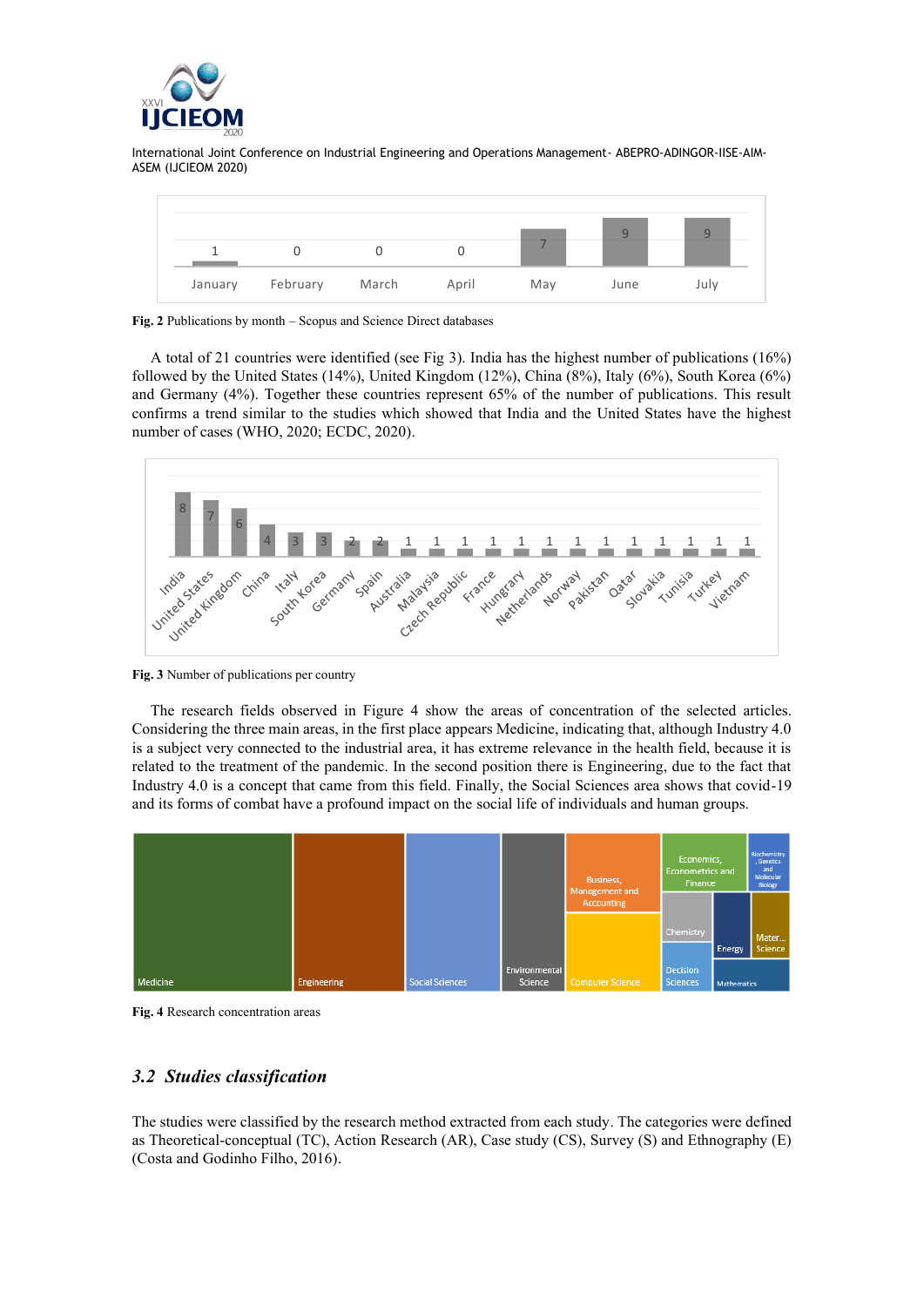| January | February | March | April | May | June | July |
| --- | --- | --- | --- | --- | --- | --- |
| 1 | 0 | 0 | 0 | 7 | 9 | 9 |

**Fig. 2** Publications by month – Scopus and Science Direct databases

A total of 21 countries were identified (see Fig 3). India has the highest number of publications (16%) followed by the United States (14%), United Kingdom (12%), China (8%), Italy (6%), South Korea (6%) and Germany (4%). Together these countries represent 65% of the number of publications. This result confirms a trend similar to the studies which showed that India and the United States have the highest number of cases (WHO, 2020; ECDC, 2020).

| Country | Publications |
| --- | --- |
| India | 8 |
| United States | 7 |
| United Kingdom | 6 |
| China | 4 |
| Italy | 3 |
| South Korea | 3 |
| Germany | 2 |
| Spain | 2 |
| Australia | 1 |
| Malaysia | 1 |
| Czech Republic | 1 |
| France | 1 |
| Hungrary | 1 |
| Netherlands | 1 |
| Norway | 1 |
| Pakistan | 1 |
| Qatar | 1 |
| Slovakia | 1 |
| Tunisia | 1 |
| Turkey | 1 |
| Vietnam | 1 |

**Fig. 3** Number of publications per country

The research fields observed in Figure 4 show the areas of concentration of the selected articles. Considering the three main areas, in the first place appears Medicine, indicating that, although Industry 4.0 is a subject very connected to the industrial area, it has extreme relevance in the health field, because it is related to the treatment of the pandemic. In the second position there is Engineering, due to the fact that Industry 4.0 is a concept that came from this field. Finally, the Social Sciences area shows that covid-19 and its forms of combat have a profound impact on the social life of individuals and human groups.

Medicine; Engineering; Social Sciences; Environmental Science; Business, Management and Accounting; Computer Science; Economics, Econometrics and Finance; Biochemistry, Genetics and Molecular Biology; Chemistry; Energy; Materials Science; Decision Sciences; Mathematics

**Fig. 4** Research concentration areas

## 3.2 *Studies classification*

The studies were classified by the research method extracted from each study. The categories were defined as Theoretical-conceptual (TC), Action Research (AR), Case study (CS), Survey (S) and Ethnography (E) (Costa and Godinho Filho, 2016).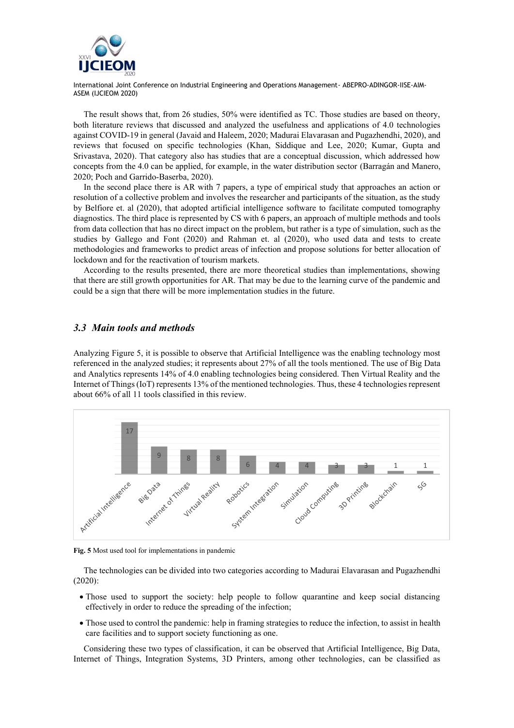The result shows that, from 26 studies, 50% were identified as TC. Those studies are based on theory, both literature reviews that discussed and analyzed the usefulness and applications of 4.0 technologies against COVID-19 in general (Javaid and Haleem, 2020; Madurai Elavarasan and Pugazhendhi, 2020), and reviews that focused on specific technologies (Khan, Siddique and Lee, 2020; Kumar, Gupta and Srivastava, 2020). That category also has studies that are a conceptual discussion, which addressed how concepts from the 4.0 can be applied, for example, in the water distribution sector (Barragán and Manero, 2020; Poch and Garrido-Baserba, 2020).

In the second place there is AR with 7 papers, a type of empirical study that approaches an action or resolution of a collective problem and involves the researcher and participants of the situation, as the study by Belfiore et. al (2020), that adopted artificial intelligence software to facilitate computed tomography diagnostics. The third place is represented by CS with 6 papers, an approach of multiple methods and tools from data collection that has no direct impact on the problem, but rather is a type of simulation, such as the studies by Gallego and Font (2020) and Rahman et. al (2020), who used data and tests to create methodologies and frameworks to predict areas of infection and propose solutions for better allocation of lockdown and for the reactivation of tourism markets.

According to the results presented, there are more theoretical studies than implementations, showing that there are still growth opportunities for AR. That may be due to the learning curve of the pandemic and could be a sign that there will be more implementation studies in the future.

### *3.3 Main tools and methods*

Analyzing Figure 5, it is possible to observe that Artificial Intelligence was the enabling technology most referenced in the analyzed studies; it represents about 27% of all the tools mentioned. The use of Big Data and Analytics represents 14% of 4.0 enabling technologies being considered. Then Virtual Reality and the Internet of Things (IoT) represents 13% of the mentioned technologies. Thus, these 4 technologies represent about 66% of all 11 tools classified in this review.

| Tool | Count |
|---|---|
| Artificial Intelligence | 17 |
| Big Data | 9 |
| Internet of Things | 8 |
| Virtual Reality | 8 |
| Robotics | 6 |
| System Integration | 4 |
| Simulation | 4 |
| Cloud Computing | 3 |
| 3D Printing | 3 |
| Blockchain | 1 |
| 5G | 1 |

**Fig. 5** Most used tool for implementations in pandemic

The technologies can be divided into two categories according to Madurai Elavarasan and Pugazhendhi (2020):

- Those used to support the society: help people to follow quarantine and keep social distancing effectively in order to reduce the spreading of the infection;
- Those used to control the pandemic: help in framing strategies to reduce the infection, to assist in health care facilities and to support society functioning as one.

Considering these two types of classification, it can be observed that Artificial Intelligence, Big Data, Internet of Things, Integration Systems, 3D Printers, among other technologies, can be classified as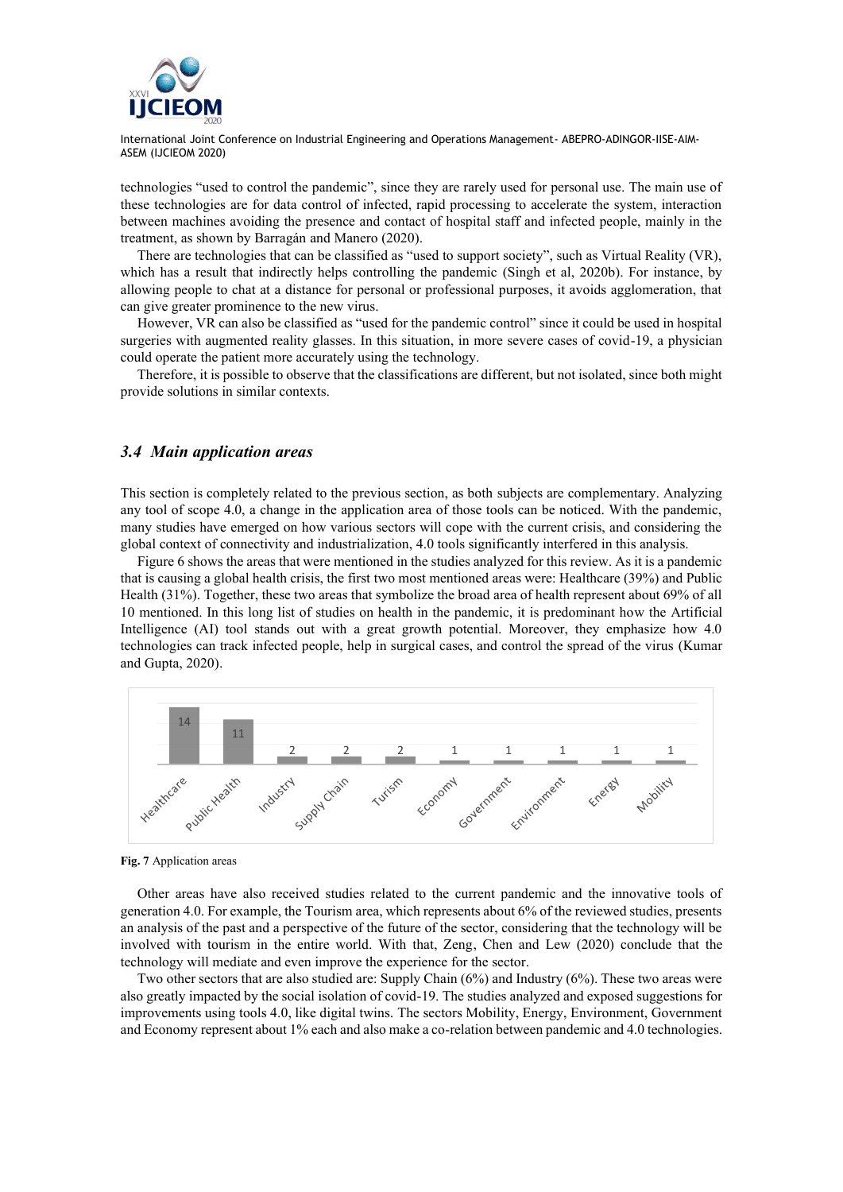technologies "used to control the pandemic", since they are rarely used for personal use. The main use of these technologies are for data control of infected, rapid processing to accelerate the system, interaction between machines avoiding the presence and contact of hospital staff and infected people, mainly in the treatment, as shown by Barragán and Manero (2020).

There are technologies that can be classified as "used to support society", such as Virtual Reality (VR), which has a result that indirectly helps controlling the pandemic (Singh et al, 2020b). For instance, by allowing people to chat at a distance for personal or professional purposes, it avoids agglomeration, that can give greater prominence to the new virus.

However, VR can also be classified as "used for the pandemic control" since it could be used in hospital surgeries with augmented reality glasses. In this situation, in more severe cases of covid-19, a physician could operate the patient more accurately using the technology.

Therefore, it is possible to observe that the classifications are different, but not isolated, since both might provide solutions in similar contexts.

### *3.4 Main application areas*

This section is completely related to the previous section, as both subjects are complementary. Analyzing any tool of scope 4.0, a change in the application area of those tools can be noticed. With the pandemic, many studies have emerged on how various sectors will cope with the current crisis, and considering the global context of connectivity and industrialization, 4.0 tools significantly interfered in this analysis.

Figure 6 shows the areas that were mentioned in the studies analyzed for this review. As it is a pandemic that is causing a global health crisis, the first two most mentioned areas were: Healthcare (39%) and Public Health (31%). Together, these two areas that symbolize the broad area of health represent about 69% of all 10 mentioned. In this long list of studies on health in the pandemic, it is predominant how the Artificial Intelligence (AI) tool stands out with a great growth potential. Moreover, they emphasize how 4.0 technologies can track infected people, help in surgical cases, and control the spread of the virus (Kumar and Gupta, 2020).

| Healthcare | Public Health | Industry | Supply Chain | Turism | Economy | Government | Environment | Energy | Mobility |
|---|---|---|---|---|---|---|---|---|---|
| 14 | 11 | 2 | 2 | 2 | 1 | 1 | 1 | 1 | 1 |

**Fig. 7** Application areas

Other areas have also received studies related to the current pandemic and the innovative tools of generation 4.0. For example, the Tourism area, which represents about 6% of the reviewed studies, presents an analysis of the past and a perspective of the future of the sector, considering that the technology will be involved with tourism in the entire world. With that, Zeng, Chen and Lew (2020) conclude that the technology will mediate and even improve the experience for the sector.

Two other sectors that are also studied are: Supply Chain (6%) and Industry (6%). These two areas were also greatly impacted by the social isolation of covid-19. The studies analyzed and exposed suggestions for improvements using tools 4.0, like digital twins. The sectors Mobility, Energy, Environment, Government and Economy represent about 1% each and also make a co-relation between pandemic and 4.0 technologies.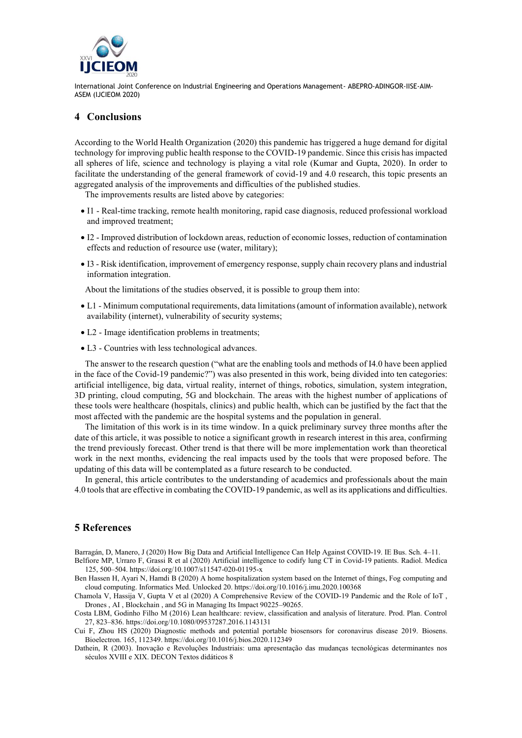## 4 Conclusions

According to the World Health Organization (2020) this pandemic has triggered a huge demand for digital technology for improving public health response to the COVID-19 pandemic. Since this crisis has impacted all spheres of life, science and technology is playing a vital role (Kumar and Gupta, 2020). In order to facilitate the understanding of the general framework of covid-19 and 4.0 research, this topic presents an aggregated analysis of the improvements and difficulties of the published studies.

The improvements results are listed above by categories:

- I1 - Real-time tracking, remote health monitoring, rapid case diagnosis, reduced professional workload and improved treatment;
- I2 - Improved distribution of lockdown areas, reduction of economic losses, reduction of contamination effects and reduction of resource use (water, military);
- I3 - Risk identification, improvement of emergency response, supply chain recovery plans and industrial information integration.

About the limitations of the studies observed, it is possible to group them into:

- L1 - Minimum computational requirements, data limitations (amount of information available), network availability (internet), vulnerability of security systems;
- L2 - Image identification problems in treatments;
- L3 - Countries with less technological advances.

The answer to the research question ("what are the enabling tools and methods of I4.0 have been applied in the face of the Covid-19 pandemic?") was also presented in this work, being divided into ten categories: artificial intelligence, big data, virtual reality, internet of things, robotics, simulation, system integration, 3D printing, cloud computing, 5G and blockchain. The areas with the highest number of applications of these tools were healthcare (hospitals, clinics) and public health, which can be justified by the fact that the most affected with the pandemic are the hospital systems and the population in general.

The limitation of this work is in its time window. In a quick preliminary survey three months after the date of this article, it was possible to notice a significant growth in research interest in this area, confirming the trend previously forecast. Other trend is that there will be more implementation work than theoretical work in the next months, evidencing the real impacts used by the tools that were proposed before. The updating of this data will be contemplated as a future research to be conducted.

In general, this article contributes to the understanding of academics and professionals about the main 4.0 tools that are effective in combating the COVID-19 pandemic, as well as its applications and difficulties.

## 5 References

Barragán, D, Manero, J (2020) How Big Data and Artificial Intelligence Can Help Against COVID-19. IE Bus. Sch. 4–11.

Belfiore MP, Urraro F, Grassi R et al (2020) Artificial intelligence to codify lung CT in Covid-19 patients. Radiol. Medica 125, 500–504. https://doi.org/10.1007/s11547-020-01195-x

Ben Hassen H, Ayari N, Hamdi B (2020) A home hospitalization system based on the Internet of things, Fog computing and cloud computing. Informatics Med. Unlocked 20. https://doi.org/10.1016/j.imu.2020.100368

Chamola V, Hassija V, Gupta V et al (2020) A Comprehensive Review of the COVID-19 Pandemic and the Role of IoT , Drones , AI , Blockchain , and 5G in Managing Its Impact 90225–90265.

Costa LBM, Godinho Filho M (2016) Lean healthcare: review, classification and analysis of literature. Prod. Plan. Control 27, 823–836. https://doi.org/10.1080/09537287.2016.1143131

Cui F, Zhou HS (2020) Diagnostic methods and potential portable biosensors for coronavirus disease 2019. Biosens. Bioelectron. 165, 112349. https://doi.org/10.1016/j.bios.2020.112349

Dathein, R (2003). Inovação e Revoluções Industriais: uma apresentação das mudanças tecnológicas determinantes nos séculos XVIII e XIX. DECON Textos didáticos 8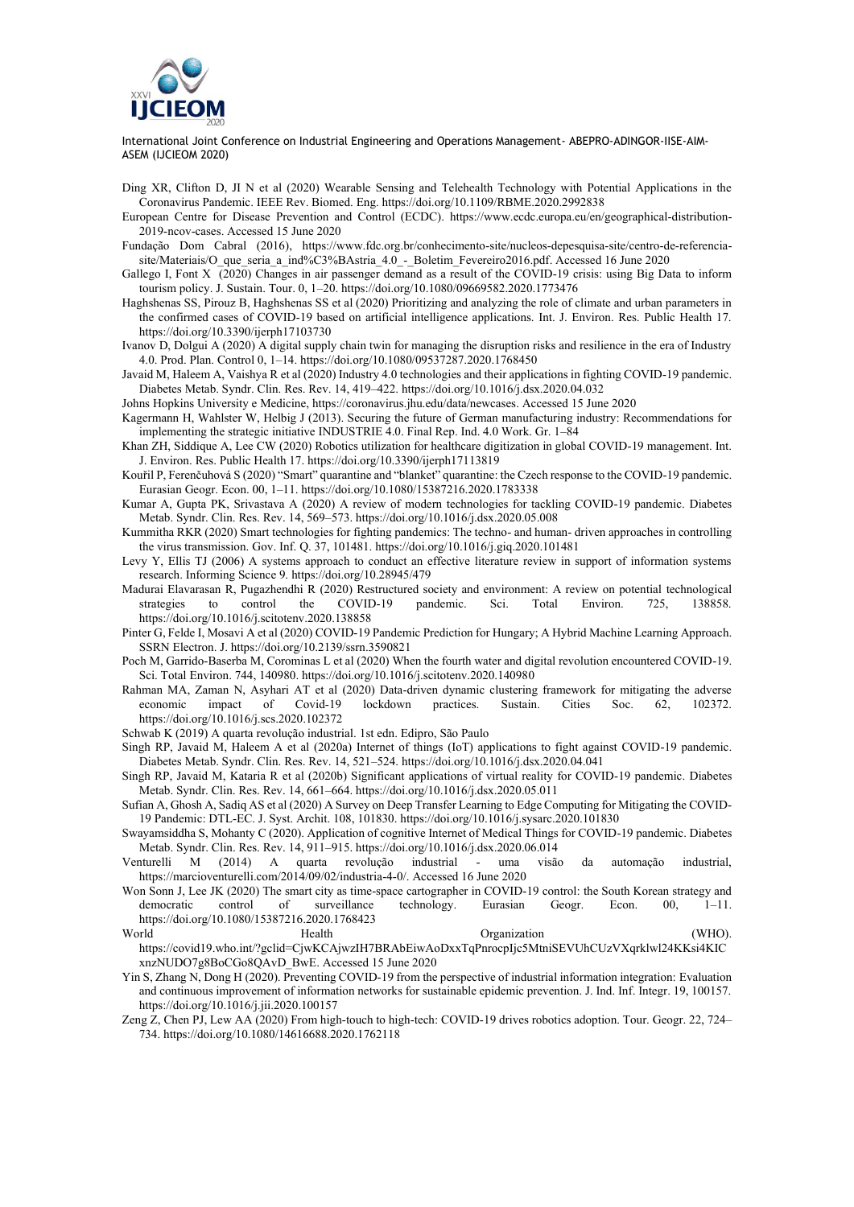Ding XR, Clifton D, JI N et al (2020) Wearable Sensing and Telehealth Technology with Potential Applications in the Coronavirus Pandemic. IEEE Rev. Biomed. Eng. https://doi.org/10.1109/RBME.2020.2992838

European Centre for Disease Prevention and Control (ECDC). https://www.ecdc.europa.eu/en/geographical-distribution-2019-ncov-cases. Accessed 15 June 2020

Fundação Dom Cabral (2016), https://www.fdc.org.br/conhecimento-site/nucleos-depesquisa-site/centro-de-referencia-site/Materiais/O_que_seria_a_ind%C3%BAstria_4.0_-_Boletim_Fevereiro2016.pdf. Accessed 16 June 2020

Gallego I, Font X (2020) Changes in air passenger demand as a result of the COVID-19 crisis: using Big Data to inform tourism policy. J. Sustain. Tour. 0, 1–20. https://doi.org/10.1080/09669582.2020.1773476

Haghshenas SS, Pirouz B, Haghshenas SS et al (2020) Prioritizing and analyzing the role of climate and urban parameters in the confirmed cases of COVID-19 based on artificial intelligence applications. Int. J. Environ. Res. Public Health 17. https://doi.org/10.3390/ijerph17103730

Ivanov D, Dolgui A (2020) A digital supply chain twin for managing the disruption risks and resilience in the era of Industry 4.0. Prod. Plan. Control 0, 1–14. https://doi.org/10.1080/09537287.2020.1768450

Javaid M, Haleem A, Vaishya R et al (2020) Industry 4.0 technologies and their applications in fighting COVID-19 pandemic. Diabetes Metab. Syndr. Clin. Res. Rev. 14, 419–422. https://doi.org/10.1016/j.dsx.2020.04.032

Johns Hopkins University e Medicine, https://coronavirus.jhu.edu/data/newcases. Accessed 15 June 2020

Kagermann H, Wahlster W, Helbig J (2013). Securing the future of German manufacturing industry: Recommendations for implementing the strategic initiative INDUSTRIE 4.0. Final Rep. Ind. 4.0 Work. Gr. 1–84

Khan ZH, Siddique A, Lee CW (2020) Robotics utilization for healthcare digitization in global COVID-19 management. Int. J. Environ. Res. Public Health 17. https://doi.org/10.3390/ijerph17113819

Kouřil P, Ferenčuhová S (2020) "Smart" quarantine and "blanket" quarantine: the Czech response to the COVID-19 pandemic. Eurasian Geogr. Econ. 00, 1–11. https://doi.org/10.1080/15387216.2020.1783338

Kumar A, Gupta PK, Srivastava A (2020) A review of modern technologies for tackling COVID-19 pandemic. Diabetes Metab. Syndr. Clin. Res. Rev. 14, 569–573. https://doi.org/10.1016/j.dsx.2020.05.008

Kummitha RKR (2020) Smart technologies for fighting pandemics: The techno- and human- driven approaches in controlling the virus transmission. Gov. Inf. Q. 37, 101481. https://doi.org/10.1016/j.giq.2020.101481

Levy Y, Ellis TJ (2006) A systems approach to conduct an effective literature review in support of information systems research. Informing Science 9. https://doi.org/10.28945/479

Madurai Elavarasan R, Pugazhendhi R (2020) Restructured society and environment: A review on potential technological strategies to control the COVID-19 pandemic. Sci. Total Environ. 725, 138858. https://doi.org/10.1016/j.scitotenv.2020.138858

Pinter G, Felde I, Mosavi A et al (2020) COVID-19 Pandemic Prediction for Hungary; A Hybrid Machine Learning Approach. SSRN Electron. J. https://doi.org/10.2139/ssrn.3590821

Poch M, Garrido-Baserba M, Corominas L et al (2020) When the fourth water and digital revolution encountered COVID-19. Sci. Total Environ. 744, 140980. https://doi.org/10.1016/j.scitotenv.2020.140980

Rahman MA, Zaman N, Asyhari AT et al (2020) Data-driven dynamic clustering framework for mitigating the adverse economic impact of Covid-19 lockdown practices. Sustain. Cities Soc. 62, 102372. https://doi.org/10.1016/j.scs.2020.102372

Schwab K (2019) A quarta revolução industrial. 1st edn. Edipro, São Paulo

Singh RP, Javaid M, Haleem A et al (2020a) Internet of things (IoT) applications to fight against COVID-19 pandemic. Diabetes Metab. Syndr. Clin. Res. Rev. 14, 521–524. https://doi.org/10.1016/j.dsx.2020.04.041

Singh RP, Javaid M, Kataria R et al (2020b) Significant applications of virtual reality for COVID-19 pandemic. Diabetes Metab. Syndr. Clin. Res. Rev. 14, 661–664. https://doi.org/10.1016/j.dsx.2020.05.011

Sufian A, Ghosh A, Sadiq AS et al (2020) A Survey on Deep Transfer Learning to Edge Computing for Mitigating the COVID-19 Pandemic: DTL-EC. J. Syst. Archit. 108, 101830. https://doi.org/10.1016/j.sysarc.2020.101830

Swayamsiddha S, Mohanty C (2020). Application of cognitive Internet of Medical Things for COVID-19 pandemic. Diabetes Metab. Syndr. Clin. Res. Rev. 14, 911–915. https://doi.org/10.1016/j.dsx.2020.06.014

Venturelli M (2014) A quarta revolução industrial - uma visão da automação industrial, https://marcioventurelli.com/2014/09/02/industria-4-0/. Accessed 16 June 2020

Won Sonn J, Lee JK (2020) The smart city as time-space cartographer in COVID-19 control: the South Korean strategy and democratic control of surveillance technology. Eurasian Geogr. Econ. 00, 1–11. https://doi.org/10.1080/15387216.2020.1768423

World Health Organization (WHO). https://covid19.who.int/?gclid=CjwKCAjwzIH7BRAbEiwAoDxxTqPnrocpIjc5MtniSEVUhCUzVXqrklwl24KKsi4KICxnzNUDO7g8BoCGo8QAvD_BwE. Accessed 15 June 2020

Yin S, Zhang N, Dong H (2020). Preventing COVID-19 from the perspective of industrial information integration: Evaluation and continuous improvement of information networks for sustainable epidemic prevention. J. Ind. Inf. Integr. 19, 100157. https://doi.org/10.1016/j.jii.2020.100157

Zeng Z, Chen PJ, Lew AA (2020) From high-touch to high-tech: COVID-19 drives robotics adoption. Tour. Geogr. 22, 724–734. https://doi.org/10.1080/14616688.2020.1762118